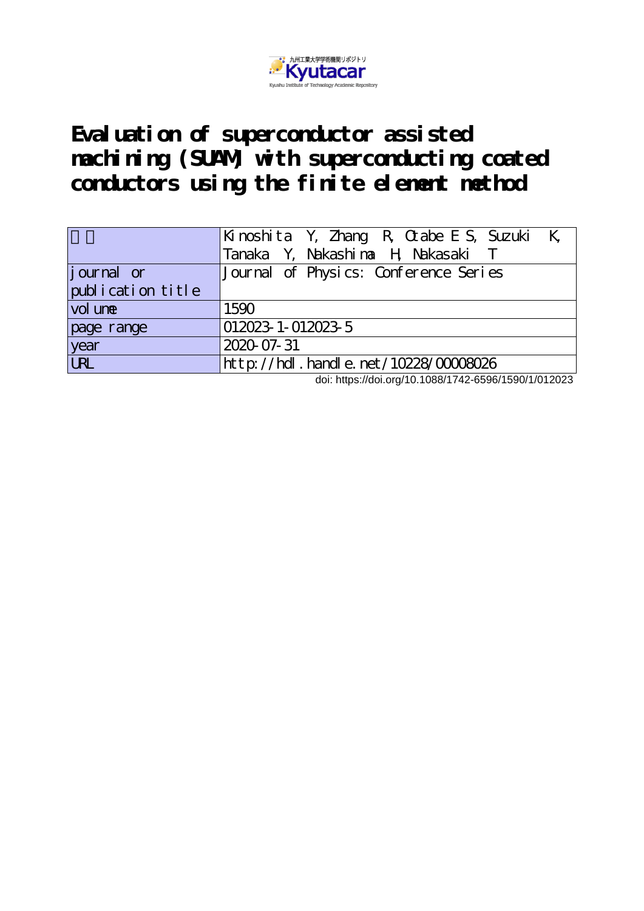九州工業大学学術機関リポジトリ
Kyutacar
Kyushu Institute of Technology Academic Repository

# Evaluation of superconductor assisted machining (SUAM) with superconducting coated conductors using the finite element method

| 著者 | Kinoshita Y, Zhang R, Otabe E S, Suzuki K, Tanaka Y, Nakashima H, Nakasaki T |
|---|---|
| journal or publication title | Journal of Physics: Conference Series |
| volume | 1590 |
| page range | 012023-1-012023-5 |
| year | 2020-07-31 |
| URL | http://hdl.handle.net/10228/00008026 |

doi: https://doi.org/10.1088/1742-6596/1590/1/012023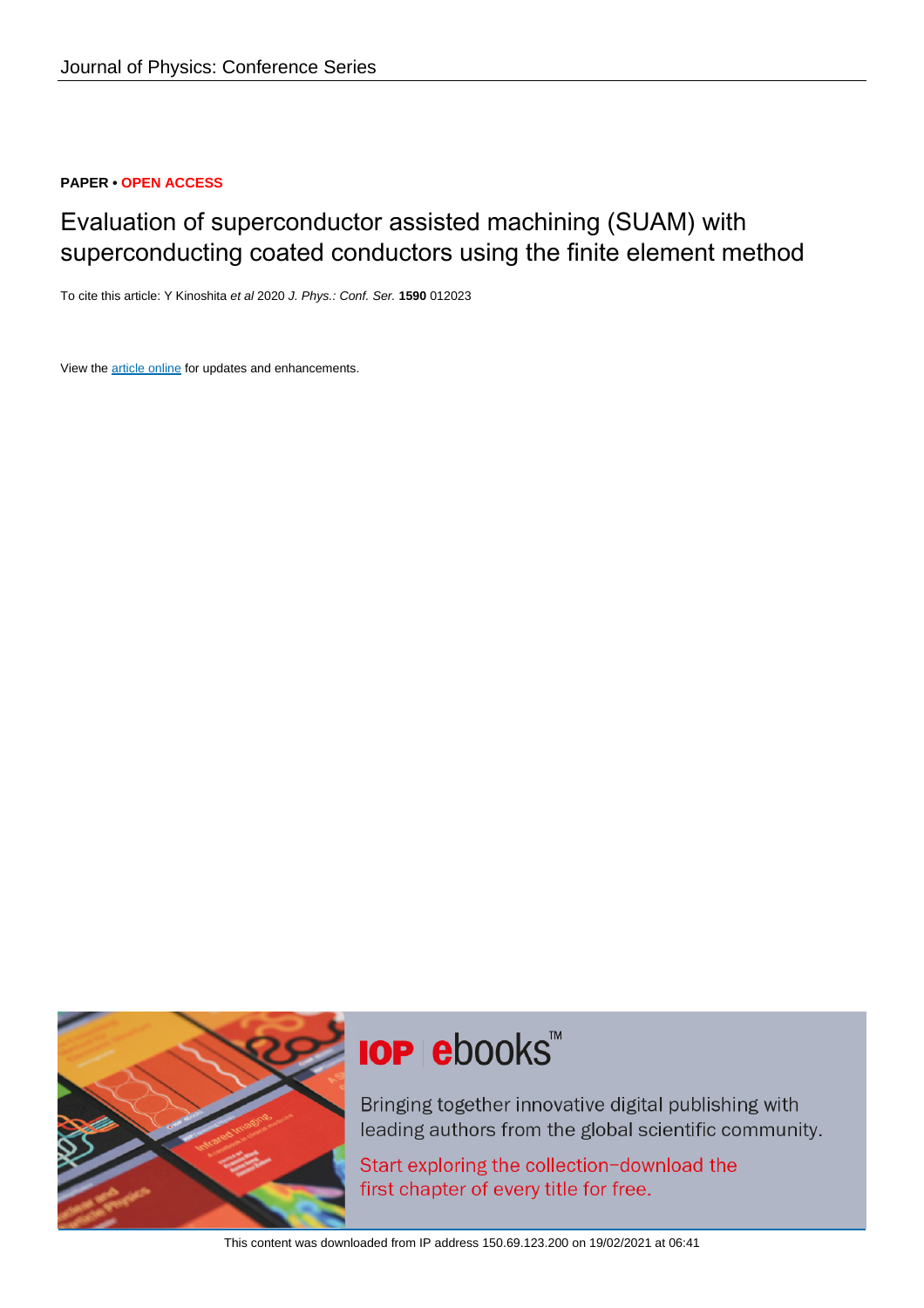Journal of Physics: Conference Series

**PAPER • OPEN ACCESS**

# Evaluation of superconductor assisted machining (SUAM) with superconducting coated conductors using the finite element method

To cite this article: Y Kinoshita *et al* 2020 *J. Phys.: Conf. Ser.* **1590** 012023

View the article online for updates and enhancements.

This content was downloaded from IP address 150.69.123.200 on 19/02/2021 at 06:41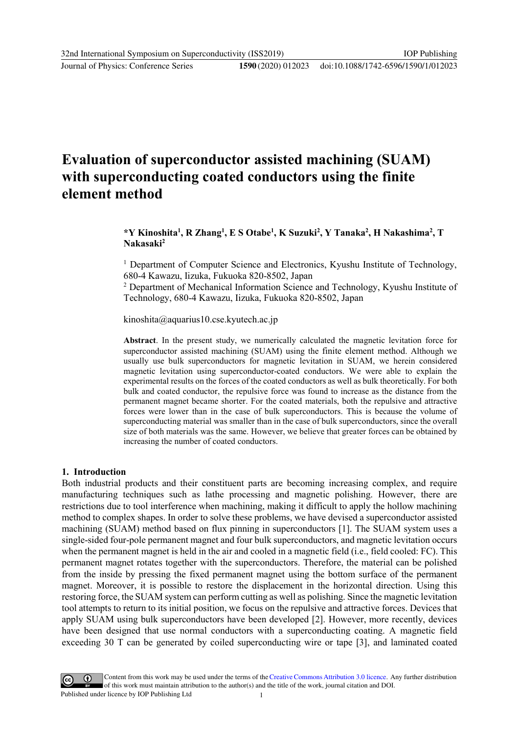# Evaluation of superconductor assisted machining (SUAM) with superconducting coated conductors using the finite element method

**\*Y Kinoshita[1], R Zhang[1], E S Otabe[1], K Suzuki[2], Y Tanaka[2], H Nakashima[2], T Nakasaki[2]**

[1] Department of Computer Science and Electronics, Kyushu Institute of Technology, 680-4 Kawazu, Iizuka, Fukuoka 820-8502, Japan

[2] Department of Mechanical Information Science and Technology, Kyushu Institute of Technology, 680-4 Kawazu, Iizuka, Fukuoka 820-8502, Japan

kinoshita@aquarius10.cse.kyutech.ac.jp

**Abstract**. In the present study, we numerically calculated the magnetic levitation force for superconductor assisted machining (SUAM) using the finite element method. Although we usually use bulk superconductors for magnetic levitation in SUAM, we herein considered magnetic levitation using superconductor-coated conductors. We were able to explain the experimental results on the forces of the coated conductors as well as bulk theoretically. For both bulk and coated conductor, the repulsive force was found to increase as the distance from the permanent magnet became shorter. For the coated materials, both the repulsive and attractive forces were lower than in the case of bulk superconductors. This is because the volume of superconducting material was smaller than in the case of bulk superconductors, since the overall size of both materials was the same. However, we believe that greater forces can be obtained by increasing the number of coated conductors.

## 1. Introduction

Both industrial products and their constituent parts are becoming increasing complex, and require manufacturing techniques such as lathe processing and magnetic polishing. However, there are restrictions due to tool interference when machining, making it difficult to apply the hollow machining method to complex shapes. In order to solve these problems, we have devised a superconductor assisted machining (SUAM) method based on flux pinning in superconductors [1]. The SUAM system uses a single-sided four-pole permanent magnet and four bulk superconductors, and magnetic levitation occurs when the permanent magnet is held in the air and cooled in a magnetic field (i.e., field cooled: FC). This permanent magnet rotates together with the superconductors. Therefore, the material can be polished from the inside by pressing the fixed permanent magnet using the bottom surface of the permanent magnet. Moreover, it is possible to restore the displacement in the horizontal direction. Using this restoring force, the SUAM system can perform cutting as well as polishing. Since the magnetic levitation tool attempts to return to its initial position, we focus on the repulsive and attractive forces. Devices that apply SUAM using bulk superconductors have been developed [2]. However, more recently, devices have been designed that use normal conductors with a superconducting coating. A magnetic field exceeding 30 T can be generated by coiled superconducting wire or tape [3], and laminated coated

Content from this work may be used under the terms of the Creative Commons Attribution 3.0 licence. Any further distribution of this work must maintain attribution to the author(s) and the title of the work, journal citation and DOI.
Published under licence by IOP Publishing Ltd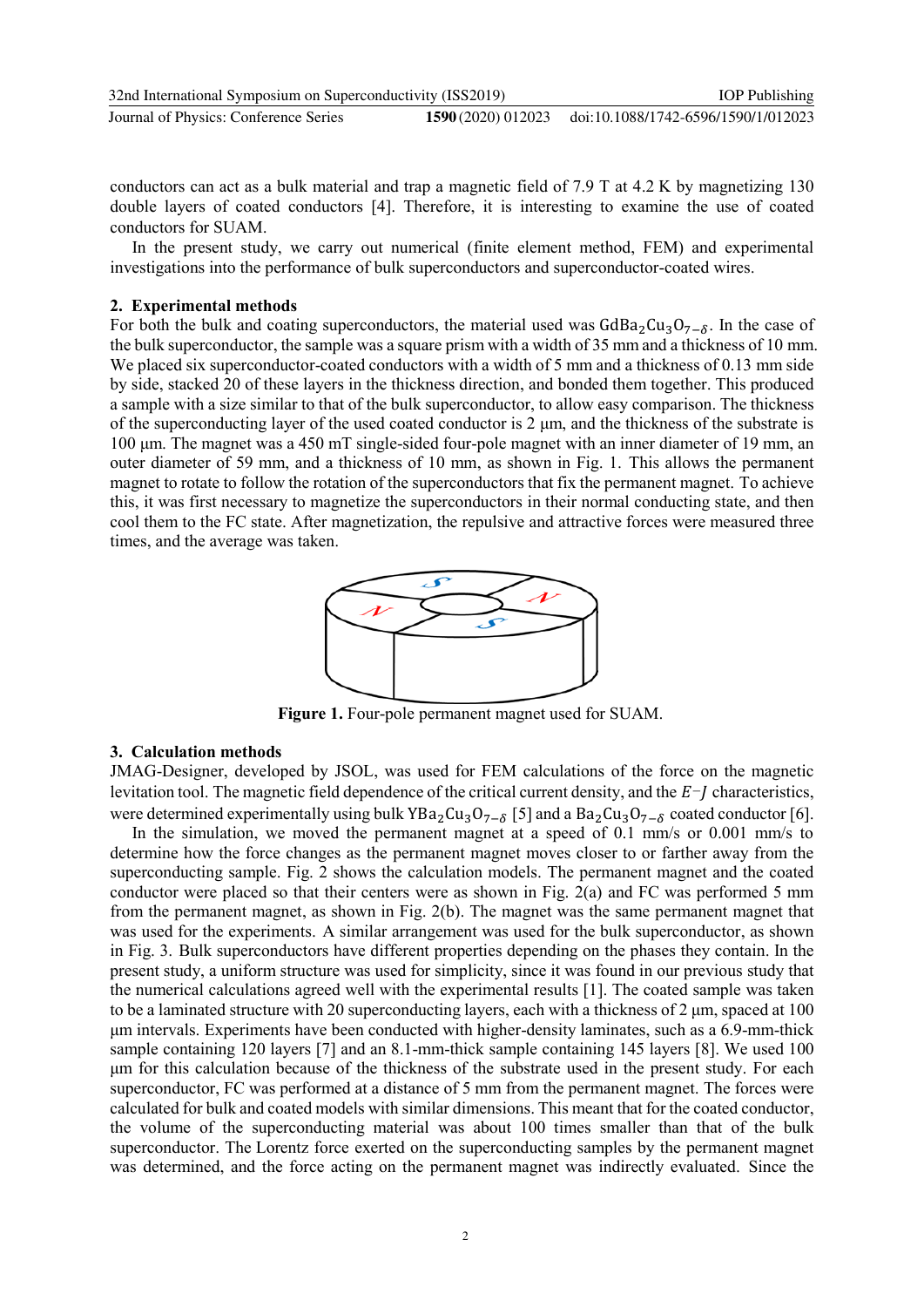conductors can act as a bulk material and trap a magnetic field of 7.9 T at 4.2 K by magnetizing 130 double layers of coated conductors [4]. Therefore, it is interesting to examine the use of coated conductors for SUAM.

In the present study, we carry out numerical (finite element method, FEM) and experimental investigations into the performance of bulk superconductors and superconductor-coated wires.

## 2. Experimental methods

For both the bulk and coating superconductors, the material used was $GdBa_2Cu_3O_{7-\delta}$. In the case of the bulk superconductor, the sample was a square prism with a width of 35 mm and a thickness of 10 mm. We placed six superconductor-coated conductors with a width of 5 mm and a thickness of 0.13 mm side by side, stacked 20 of these layers in the thickness direction, and bonded them together. This produced a sample with a size similar to that of the bulk superconductor, to allow easy comparison. The thickness of the superconducting layer of the used coated conductor is 2 μm, and the thickness of the substrate is 100 μm. The magnet was a 450 mT single-sided four-pole magnet with an inner diameter of 19 mm, an outer diameter of 59 mm, and a thickness of 10 mm, as shown in Fig. 1. This allows the permanent magnet to rotate to follow the rotation of the superconductors that fix the permanent magnet. To achieve this, it was first necessary to magnetize the superconductors in their normal conducting state, and then cool them to the FC state. After magnetization, the repulsive and attractive forces were measured three times, and the average was taken.

**Figure 1.** Four-pole permanent magnet used for SUAM.

## 3. Calculation methods

JMAG-Designer, developed by JSOL, was used for FEM calculations of the force on the magnetic levitation tool. The magnetic field dependence of the critical current density, and the $E$−$J$ characteristics, were determined experimentally using bulk $YBa_2Cu_3O_{7-\delta}$ [5] and a $Ba_2Cu_3O_{7-\delta}$ coated conductor [6].

In the simulation, we moved the permanent magnet at a speed of 0.1 mm/s or 0.001 mm/s to determine how the force changes as the permanent magnet moves closer to or farther away from the superconducting sample. Fig. 2 shows the calculation models. The permanent magnet and the coated conductor were placed so that their centers were as shown in Fig. 2(a) and FC was performed 5 mm from the permanent magnet, as shown in Fig. 2(b). The magnet was the same permanent magnet that was used for the experiments. A similar arrangement was used for the bulk superconductor, as shown in Fig. 3. Bulk superconductors have different properties depending on the phases they contain. In the present study, a uniform structure was used for simplicity, since it was found in our previous study that the numerical calculations agreed well with the experimental results [1]. The coated sample was taken to be a laminated structure with 20 superconducting layers, each with a thickness of 2 μm, spaced at 100 μm intervals. Experiments have been conducted with higher-density laminates, such as a 6.9-mm-thick sample containing 120 layers [7] and an 8.1-mm-thick sample containing 145 layers [8]. We used 100 μm for this calculation because of the thickness of the substrate used in the present study. For each superconductor, FC was performed at a distance of 5 mm from the permanent magnet. The forces were calculated for bulk and coated models with similar dimensions. This meant that for the coated conductor, the volume of the superconducting material was about 100 times smaller than that of the bulk superconductor. The Lorentz force exerted on the superconducting samples by the permanent magnet was determined, and the force acting on the permanent magnet was indirectly evaluated. Since the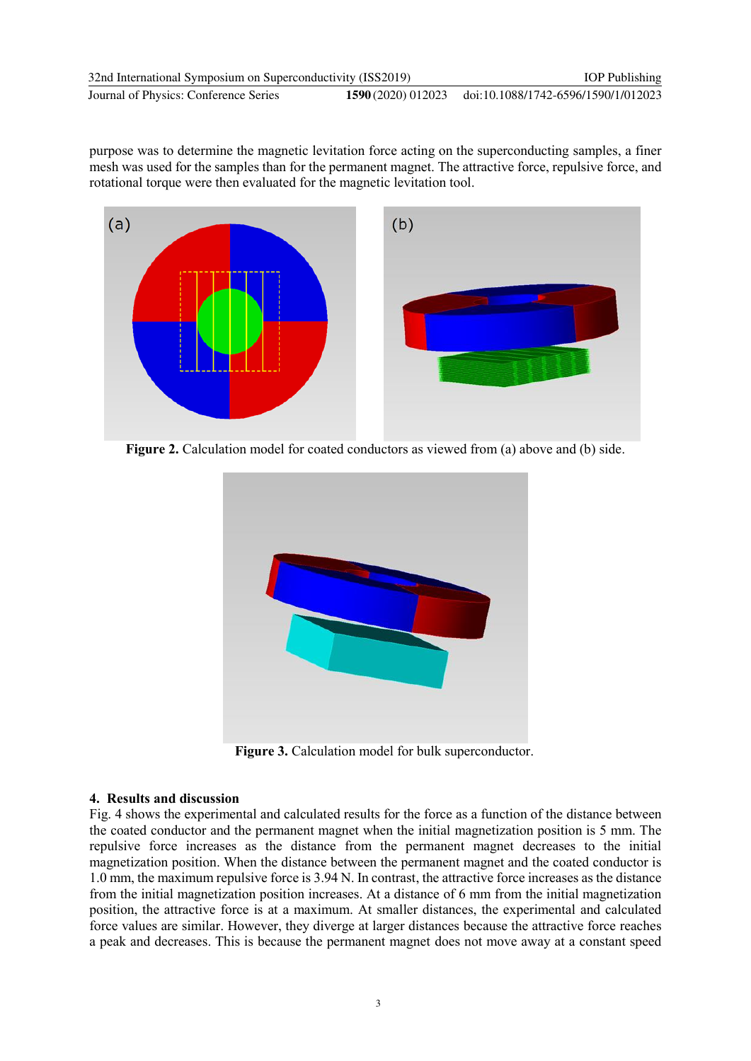purpose was to determine the magnetic levitation force acting on the superconducting samples, a finer mesh was used for the samples than for the permanent magnet. The attractive force, repulsive force, and rotational torque were then evaluated for the magnetic levitation tool.

**Figure 2.** Calculation model for coated conductors as viewed from (a) above and (b) side.

**Figure 3.** Calculation model for bulk superconductor.

## 4. Results and discussion

Fig. 4 shows the experimental and calculated results for the force as a function of the distance between the coated conductor and the permanent magnet when the initial magnetization position is 5 mm. The repulsive force increases as the distance from the permanent magnet decreases to the initial magnetization position. When the distance between the permanent magnet and the coated conductor is 1.0 mm, the maximum repulsive force is 3.94 N. In contrast, the attractive force increases as the distance from the initial magnetization position increases. At a distance of 6 mm from the initial magnetization position, the attractive force is at a maximum. At smaller distances, the experimental and calculated force values are similar. However, they diverge at larger distances because the attractive force reaches a peak and decreases. This is because the permanent magnet does not move away at a constant speed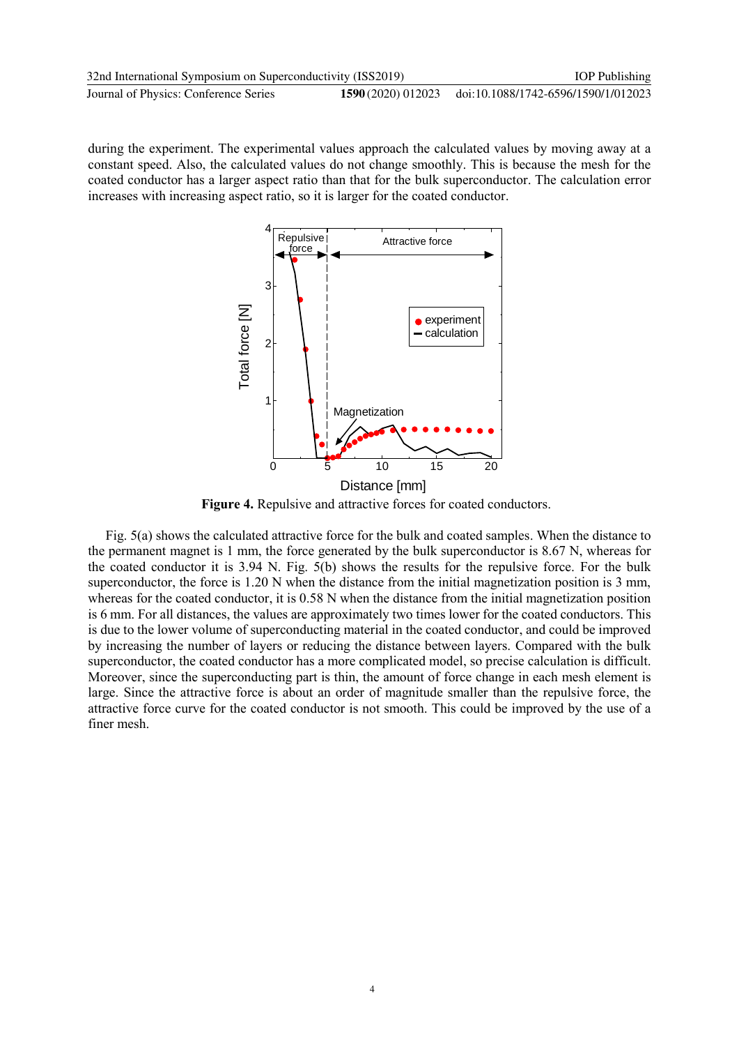during the experiment. The experimental values approach the calculated values by moving away at a constant speed. Also, the calculated values do not change smoothly. This is because the mesh for the coated conductor has a larger aspect ratio than that for the bulk superconductor. The calculation error increases with increasing aspect ratio, so it is larger for the coated conductor.

**Figure 4.** Repulsive and attractive forces for coated conductors.

Fig. 5(a) shows the calculated attractive force for the bulk and coated samples. When the distance to the permanent magnet is 1 mm, the force generated by the bulk superconductor is 8.67 N, whereas for the coated conductor it is 3.94 N. Fig. 5(b) shows the results for the repulsive force. For the bulk superconductor, the force is 1.20 N when the distance from the initial magnetization position is 3 mm, whereas for the coated conductor, it is 0.58 N when the distance from the initial magnetization position is 6 mm. For all distances, the values are approximately two times lower for the coated conductors. This is due to the lower volume of superconducting material in the coated conductor, and could be improved by increasing the number of layers or reducing the distance between layers. Compared with the bulk superconductor, the coated conductor has a more complicated model, so precise calculation is difficult. Moreover, since the superconducting part is thin, the amount of force change in each mesh element is large. Since the attractive force is about an order of magnitude smaller than the repulsive force, the attractive force curve for the coated conductor is not smooth. This could be improved by the use of a finer mesh.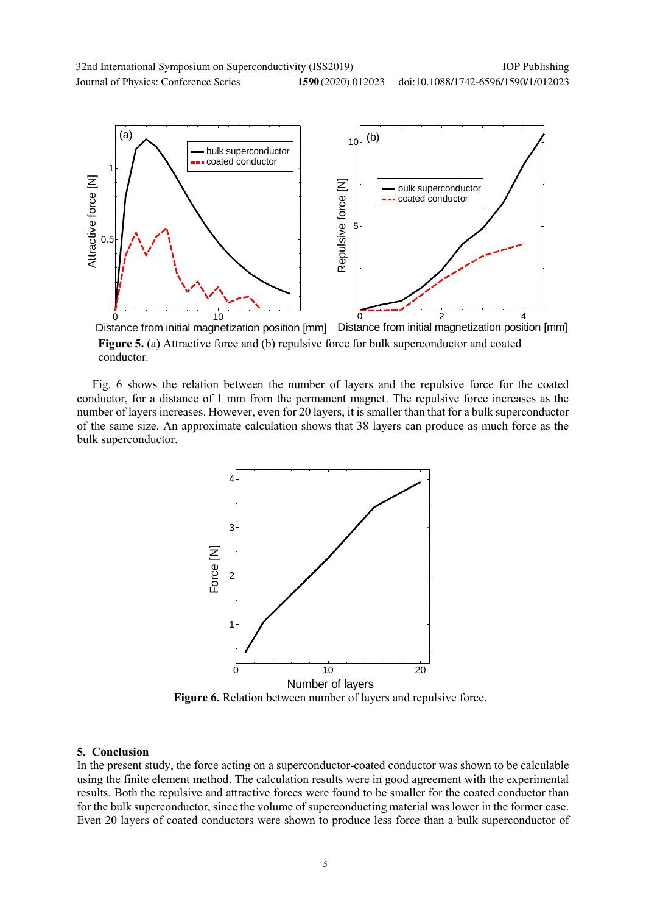**Figure 5.** (a) Attractive force and (b) repulsive force for bulk superconductor and coated conductor.

Fig. 6 shows the relation between the number of layers and the repulsive force for the coated conductor, for a distance of 1 mm from the permanent magnet. The repulsive force increases as the number of layers increases. However, even for 20 layers, it is smaller than that for a bulk superconductor of the same size. An approximate calculation shows that 38 layers can produce as much force as the bulk superconductor.

**Figure 6.** Relation between number of layers and repulsive force.

## 5. Conclusion

In the present study, the force acting on a superconductor-coated conductor was shown to be calculable using the finite element method. The calculation results were in good agreement with the experimental results. Both the repulsive and attractive forces were found to be smaller for the coated conductor than for the bulk superconductor, since the volume of superconducting material was lower in the former case. Even 20 layers of coated conductors were shown to produce less force than a bulk superconductor of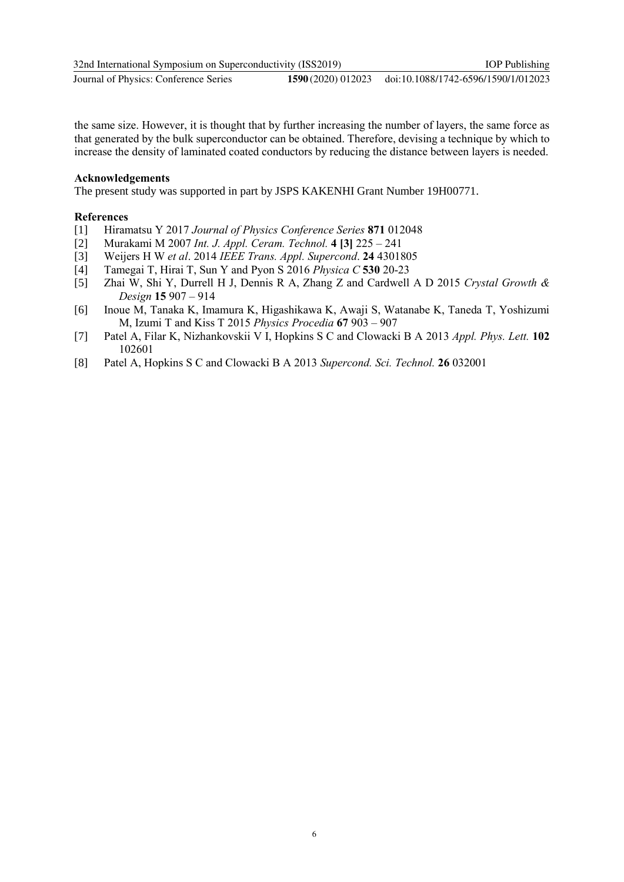the same size. However, it is thought that by further increasing the number of layers, the same force as that generated by the bulk superconductor can be obtained. Therefore, devising a technique by which to increase the density of laminated coated conductors by reducing the distance between layers is needed.

## Acknowledgements

The present study was supported in part by JSPS KAKENHI Grant Number 19H00771.

## References

[1] Hiramatsu Y 2017 *Journal of Physics Conference Series* **871** 012048

[2] Murakami M 2007 *Int. J. Appl. Ceram. Technol.* **4 [3]** 225 – 241

[3] Weijers H W *et al*. 2014 *IEEE Trans. Appl. Supercond*. **24** 4301805

[4] Tamegai T, Hirai T, Sun Y and Pyon S 2016 *Physica C* **530** 20-23

[5] Zhai W, Shi Y, Durrell H J, Dennis R A, Zhang Z and Cardwell A D 2015 *Crystal Growth & Design* **15** 907 – 914

[6] Inoue M, Tanaka K, Imamura K, Higashikawa K, Awaji S, Watanabe K, Taneda T, Yoshizumi M, Izumi T and Kiss T 2015 *Physics Procedia* **67** 903 – 907

[7] Patel A, Filar K, Nizhankovskii V I, Hopkins S C and Clowacki B A 2013 *Appl. Phys. Lett.* **102** 102601

[8] Patel A, Hopkins S C and Clowacki B A 2013 *Supercond. Sci. Technol.* **26** 032001